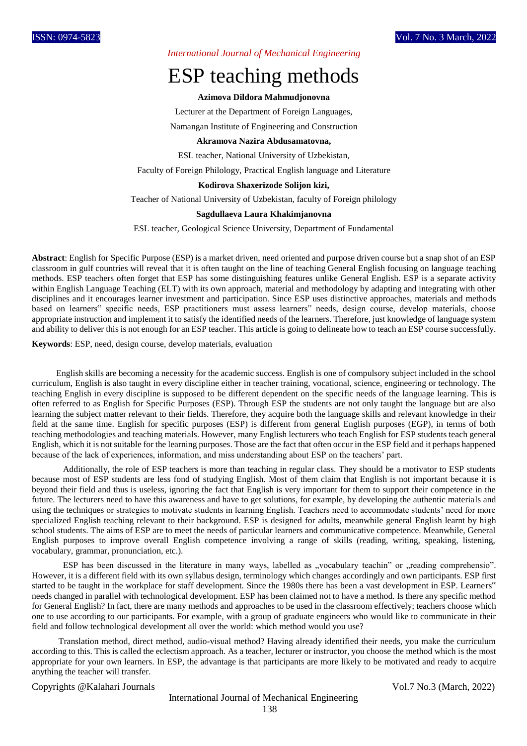# ESP teaching methods

**Azimova Dildora Mahmudjonovna**

Lecturer at the Department of Foreign Languages,

Namangan Institute of Engineering and Construction

**Akramova Nazira Abdusamatovna,**

ESL teacher, National University of Uzbekistan,

Faculty of Foreign Philology, Practical English language and Literature

**Kodirova Shaxerizode Solijon kizi,**

Teacher of National University of Uzbekistan, faculty of Foreign philology

**Sagdullaeva Laura Khakimjanovna**

ESL teacher, Geological Science University, Department of Fundamental

**Abstract**: English for Specific Purpose (ESP) is a market driven, need oriented and purpose driven course but a snap shot of an ESP classroom in gulf countries will reveal that it is often taught on the line of teaching General English focusing on language teaching methods. ESP teachers often forget that ESP has some distinguishing features unlike General English. ESP is a separate activity within English Language Teaching (ELT) with its own approach, material and methodology by adapting and integrating with other disciplines and it encourages learner investment and participation. Since ESP uses distinctive approaches, materials and methods based on learners‟ specific needs, ESP practitioners must assess learners‟ needs, design course, develop materials, choose appropriate instruction and implement it to satisfy the identified needs of the learners. Therefore, just knowledge of language system and ability to deliver this is not enough for an ESP teacher. This article is going to delineate how to teach an ESP course successfully.

**Keywords**: ESP, need, design course, develop materials, evaluation

English skills are becoming a necessity for the academic success. English is one of compulsory subject included in the school curriculum, English is also taught in every discipline either in teacher training, vocational, science, engineering or technology. The teaching English in every discipline is supposed to be different dependent on the specific needs of the language learning. This is often referred to as English for Specific Purposes (ESP). Through ESP the students are not only taught the language but are also learning the subject matter relevant to their fields. Therefore, they acquire both the language skills and relevant knowledge in their field at the same time. English for specific purposes (ESP) is different from general English purposes (EGP), in terms of both teaching methodologies and teaching materials. However, many English lecturers who teach English for ESP students teach general English, which it is not suitable for the learning purposes. Those are the fact that often occur in the ESP field and it perhaps happened because of the lack of experiences, information, and miss understanding about ESP on the teachers' part.

Additionally, the role of ESP teachers is more than teaching in regular class. They should be a motivator to ESP students because most of ESP students are less fond of studying English. Most of them claim that English is not important because it is beyond their field and thus is useless, ignoring the fact that English is very important for them to support their competence in the future. The lecturers need to have this awareness and have to get solutions, for example, by developing the authentic materials and using the techniques or strategies to motivate students in learning English. Teachers need to accommodate students' need for more specialized English teaching relevant to their background. ESP is designed for adults, meanwhile general English learnt by high school students. The aims of ESP are to meet the needs of particular learners and communicative competence. Meanwhile, General English purposes to improve overall English competence involving a range of skills (reading, writing, speaking, listening, vocabulary, grammar, pronunciation, etc.).

ESP has been discussed in the literature in many ways, labelled as „vocabulary teachin" or „reading comprehensio". However, it is a different field with its own syllabus design, terminology which changes accordingly and own participants. ESP first started to be taught in the workplace for staff development. Since the 1980s there has been a vast development in ESP. Learners‟ needs changed in parallel with technological development. ESP has been claimed not to have a method. Is there any specific method for General English? In fact, there are many methods and approaches to be used in the classroom effectively; teachers choose which one to use according to our participants. For example, with a group of graduate engineers who would like to communicate in their field and follow technological development all over the world: which method would you use?

Translation method, direct method, audio-visual method? Having already identified their needs, you make the curriculum according to this. This is called the eclectism approach. As a teacher, lecturer or instructor, you choose the method which is the most appropriate for your own learners. In ESP, the advantage is that participants are more likely to be motivated and ready to acquire anything the teacher will transfer.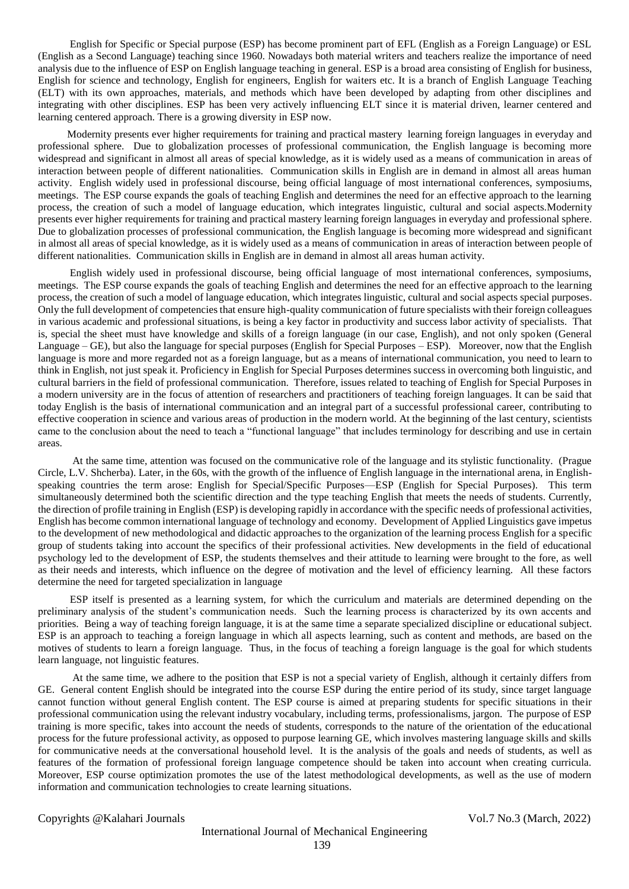English for Specific or Special purpose (ESP) has become prominent part of EFL (English as a Foreign Language) or ESL (English as a Second Language) teaching since 1960. Nowadays both material writers and teachers realize the importance of need analysis due to the influence of ESP on English language teaching in general. ESP is a broad area consisting of English for business, English for science and technology, English for engineers, English for waiters etc. It is a branch of English Language Teaching (ELT) with its own approaches, materials, and methods which have been developed by adapting from other disciplines and integrating with other disciplines. ESP has been very actively influencing ELT since it is material driven, learner centered and learning centered approach. There is a growing diversity in ESP now.

Modernity presents ever higher requirements for training and practical mastery learning foreign languages in everyday and professional sphere. Due to globalization processes of professional communication, the English language is becoming more widespread and significant in almost all areas of special knowledge, as it is widely used as a means of communication in areas of interaction between people of different nationalities. Communication skills in English are in demand in almost all areas human activity. English widely used in professional discourse, being official language of most international conferences, symposiums, meetings. The ESP course expands the goals of teaching English and determines the need for an effective approach to the learning process, the creation of such a model of language education, which integrates linguistic, cultural and social aspects.Modernity presents ever higher requirements for training and practical mastery learning foreign languages in everyday and professional sphere. Due to globalization processes of professional communication, the English language is becoming more widespread and significant in almost all areas of special knowledge, as it is widely used as a means of communication in areas of interaction between people of different nationalities. Communication skills in English are in demand in almost all areas human activity.

English widely used in professional discourse, being official language of most international conferences, symposiums, meetings. The ESP course expands the goals of teaching English and determines the need for an effective approach to the learning process, the creation of such a model of language education, which integrates linguistic, cultural and social aspects special purposes. Only the full development of competencies that ensure high-quality communication of future specialists with their foreign colleagues in various academic and professional situations, is being a key factor in productivity and success labor activity of specialists. That is, special the sheet must have knowledge and skills of a foreign language (in our case, English), and not only spoken (General Language – GE), but also the language for special purposes (English for Special Purposes – ESP). Moreover, now that the English language is more and more regarded not as a foreign language, but as a means of international communication, you need to learn to think in English, not just speak it. Proficiency in English for Special Purposes determines success in overcoming both linguistic, and cultural barriers in the field of professional communication. Therefore, issues related to teaching of English for Special Purposes in a modern university are in the focus of attention of researchers and practitioners of teaching foreign languages. It can be said that today English is the basis of international communication and an integral part of a successful professional career, contributing to effective cooperation in science and various areas of production in the modern world. At the beginning of the last century, scientists came to the conclusion about the need to teach a "functional language" that includes terminology for describing and use in certain areas.

At the same time, attention was focused on the communicative role of the language and its stylistic functionality. (Prague Circle, L.V. Shcherba). Later, in the 60s, with the growth of the influence of English language in the international arena, in English-speaking countries the term arose: English for Special/Specific Purposes—ESP (English for Special Purposes). This term simultaneously determined both the scientific direction and the type teaching English that meets the needs of students. Currently, the direction of profile training in English (ESP) is developing rapidly in accordance with the specific needs of professional activities, English has become common international language of technology and economy. Development of Applied Linguistics gave impetus to the development of new methodological and didactic approaches to the organization of the learning process English for a specific group of students taking into account the specifics of their professional activities. New developments in the field of educational psychology led to the development of ESP, the students themselves and their attitude to learning were brought to the fore, as well as their needs and interests, which influence on the degree of motivation and the level of efficiency learning. All these factors determine the need for targeted specialization in language

ESP itself is presented as a learning system, for which the curriculum and materials are determined depending on the preliminary analysis of the student's communication needs. Such the learning process is characterized by its own accents and priorities. Being a way of teaching foreign language, it is at the same time a separate specialized discipline or educational subject. ESP is an approach to teaching a foreign language in which all aspects learning, such as content and methods, are based on the motives of students to learn a foreign language. Thus, in the focus of teaching a foreign language is the goal for which students learn language, not linguistic features.

At the same time, we adhere to the position that ESP is not a special variety of English, although it certainly differs from GE. General content English should be integrated into the course ESP during the entire period of its study, since target language cannot function without general English content. The ESP course is aimed at preparing students for specific situations in their professional communication using the relevant industry vocabulary, including terms, professionalisms, jargon. The purpose of ESP training is more specific, takes into account the needs of students, corresponds to the nature of the orientation of the educational process for the future professional activity, as opposed to purpose learning GE, which involves mastering language skills and skills for communicative needs at the conversational household level. It is the analysis of the goals and needs of students, as well as features of the formation of professional foreign language competence should be taken into account when creating curricula. Moreover, ESP course optimization promotes the use of the latest methodological developments, as well as the use of modern information and communication technologies to create learning situations.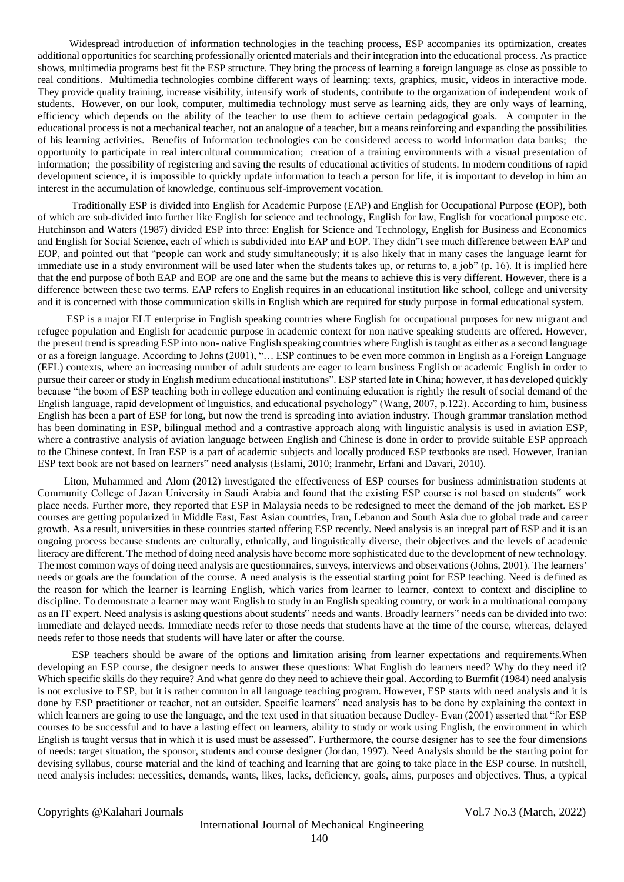Widespread introduction of information technologies in the teaching process, ESP accompanies its optimization, creates additional opportunities for searching professionally oriented materials and their integration into the educational process. As practice shows, multimedia programs best fit the ESP structure. They bring the process of learning a foreign language as close as possible to real conditions. Multimedia technologies combine different ways of learning: texts, graphics, music, videos in interactive mode. They provide quality training, increase visibility, intensify work of students, contribute to the organization of independent work of students. However, on our look, computer, multimedia technology must serve as learning aids, they are only ways of learning, efficiency which depends on the ability of the teacher to use them to achieve certain pedagogical goals. A computer in the educational process is not a mechanical teacher, not an analogue of a teacher, but a means reinforcing and expanding the possibilities of his learning activities. Benefits of Information technologies can be considered access to world information data banks; the opportunity to participate in real intercultural communication; creation of a training environments with a visual presentation of information; the possibility of registering and saving the results of educational activities of students. In modern conditions of rapid development science, it is impossible to quickly update information to teach a person for life, it is important to develop in him an interest in the accumulation of knowledge, continuous self-improvement vocation.

Traditionally ESP is divided into English for Academic Purpose (EAP) and English for Occupational Purpose (EOP), both of which are sub-divided into further like English for science and technology, English for law, English for vocational purpose etc. Hutchinson and Waters (1987) divided ESP into three: English for Science and Technology, English for Business and Economics and English for Social Science, each of which is subdivided into EAP and EOP. They didn‟t see much difference between EAP and EOP, and pointed out that "people can work and study simultaneously; it is also likely that in many cases the language learnt for immediate use in a study environment will be used later when the students takes up, or returns to, a job" (p. 16). It is implied here that the end purpose of both EAP and EOP are one and the same but the means to achieve this is very different. However, there is a difference between these two terms. EAP refers to English requires in an educational institution like school, college and university and it is concerned with those communication skills in English which are required for study purpose in formal educational system.

ESP is a major ELT enterprise in English speaking countries where English for occupational purposes for new migrant and refugee population and English for academic purpose in academic context for non native speaking students are offered. However, the present trend is spreading ESP into non- native English speaking countries where English is taught as either as a second language or as a foreign language. According to Johns (2001), "… ESP continues to be even more common in English as a Foreign Language (EFL) contexts, where an increasing number of adult students are eager to learn business English or academic English in order to pursue their career or study in English medium educational institutions". ESP started late in China; however, it has developed quickly because "the boom of ESP teaching both in college education and continuing education is rightly the result of social demand of the English language, rapid development of linguistics, and educational psychology" (Wang, 2007, p.122). According to him, business English has been a part of ESP for long, but now the trend is spreading into aviation industry. Though grammar translation method has been dominating in ESP, bilingual method and a contrastive approach along with linguistic analysis is used in aviation ESP, where a contrastive analysis of aviation language between English and Chinese is done in order to provide suitable ESP approach to the Chinese context. In Iran ESP is a part of academic subjects and locally produced ESP textbooks are used. However, Iranian ESP text book are not based on learners‟ need analysis (Eslami, 2010; Iranmehr, Erfani and Davari, 2010).

Liton, Muhammed and Alom (2012) investigated the effectiveness of ESP courses for business administration students at Community College of Jazan University in Saudi Arabia and found that the existing ESP course is not based on students‟ work place needs. Further more, they reported that ESP in Malaysia needs to be redesigned to meet the demand of the job market. ESP courses are getting popularized in Middle East, East Asian countries, Iran, Lebanon and South Asia due to global trade and career growth. As a result, universities in these countries started offering ESP recently. Need analysis is an integral part of ESP and it is an ongoing process because students are culturally, ethnically, and linguistically diverse, their objectives and the levels of academic literacy are different. The method of doing need analysis have become more sophisticated due to the development of new technology. The most common ways of doing need analysis are questionnaires, surveys, interviews and observations (Johns, 2001). The learners' needs or goals are the foundation of the course. A need analysis is the essential starting point for ESP teaching. Need is defined as the reason for which the learner is learning English, which varies from learner to learner, context to context and discipline to discipline. To demonstrate a learner may want English to study in an English speaking country, or work in a multinational company as an IT expert. Need analysis is asking questions about students‟ needs and wants. Broadly learners‟ needs can be divided into two: immediate and delayed needs. Immediate needs refer to those needs that students have at the time of the course, whereas, delayed needs refer to those needs that students will have later or after the course.

ESP teachers should be aware of the options and limitation arising from learner expectations and requirements.When developing an ESP course, the designer needs to answer these questions: What English do learners need? Why do they need it? Which specific skills do they require? And what genre do they need to achieve their goal. According to Burmfit (1984) need analysis is not exclusive to ESP, but it is rather common in all language teaching program. However, ESP starts with need analysis and it is done by ESP practitioner or teacher, not an outsider. Specific learners‟ need analysis has to be done by explaining the context in which learners are going to use the language, and the text used in that situation because Dudley- Evan (2001) asserted that "for ESP courses to be successful and to have a lasting effect on learners, ability to study or work using English, the environment in which English is taught versus that in which it is used must be assessed". Furthermore, the course designer has to see the four dimensions of needs: target situation, the sponsor, students and course designer (Jordan, 1997). Need Analysis should be the starting point for devising syllabus, course material and the kind of teaching and learning that are going to take place in the ESP course. In nutshell, need analysis includes: necessities, demands, wants, likes, lacks, deficiency, goals, aims, purposes and objectives. Thus, a typical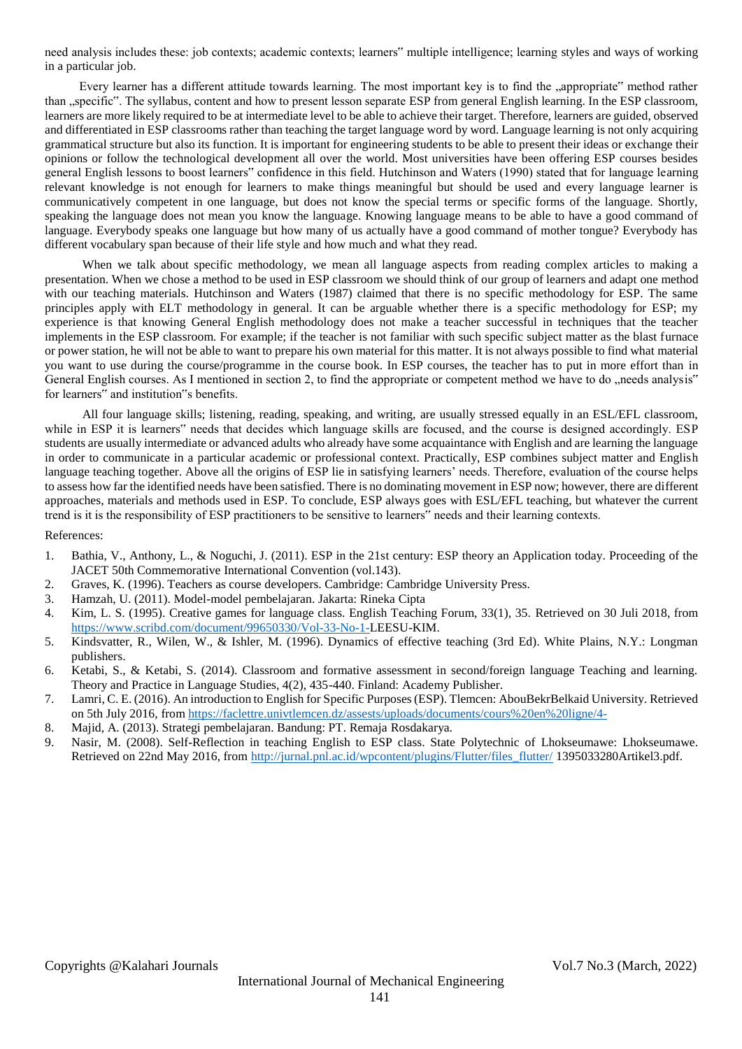need analysis includes these: job contexts; academic contexts; learners‟ multiple intelligence; learning styles and ways of working in a particular job.

Every learner has a different attitude towards learning. The most important key is to find the „appropriate‟ method rather than „specific‟. The syllabus, content and how to present lesson separate ESP from general English learning. In the ESP classroom, learners are more likely required to be at intermediate level to be able to achieve their target. Therefore, learners are guided, observed and differentiated in ESP classrooms rather than teaching the target language word by word. Language learning is not only acquiring grammatical structure but also its function. It is important for engineering students to be able to present their ideas or exchange their opinions or follow the technological development all over the world. Most universities have been offering ESP courses besides general English lessons to boost learners‟ confidence in this field. Hutchinson and Waters (1990) stated that for language learning relevant knowledge is not enough for learners to make things meaningful but should be used and every language learner is communicatively competent in one language, but does not know the special terms or specific forms of the language. Shortly, speaking the language does not mean you know the language. Knowing language means to be able to have a good command of language. Everybody speaks one language but how many of us actually have a good command of mother tongue? Everybody has different vocabulary span because of their life style and how much and what they read.

When we talk about specific methodology, we mean all language aspects from reading complex articles to making a presentation. When we chose a method to be used in ESP classroom we should think of our group of learners and adapt one method with our teaching materials. Hutchinson and Waters (1987) claimed that there is no specific methodology for ESP. The same principles apply with ELT methodology in general. It can be arguable whether there is a specific methodology for ESP; my experience is that knowing General English methodology does not make a teacher successful in techniques that the teacher implements in the ESP classroom. For example; if the teacher is not familiar with such specific subject matter as the blast furnace or power station, he will not be able to want to prepare his own material for this matter. It is not always possible to find what material you want to use during the course/programme in the course book. In ESP courses, the teacher has to put in more effort than in General English courses. As I mentioned in section 2, to find the appropriate or competent method we have to do „needs analysis‟ for learners‟ and institution‟s benefits.

All four language skills; listening, reading, speaking, and writing, are usually stressed equally in an ESL/EFL classroom, while in ESP it is learners‟ needs that decides which language skills are focused, and the course is designed accordingly. ESP students are usually intermediate or advanced adults who already have some acquaintance with English and are learning the language in order to communicate in a particular academic or professional context. Practically, ESP combines subject matter and English language teaching together. Above all the origins of ESP lie in satisfying learners' needs. Therefore, evaluation of the course helps to assess how far the identified needs have been satisfied. There is no dominating movement in ESP now; however, there are different approaches, materials and methods used in ESP. To conclude, ESP always goes with ESL/EFL teaching, but whatever the current trend is it is the responsibility of ESP practitioners to be sensitive to learners‟ needs and their learning contexts.

References:

1. Bathia, V., Anthony, L., & Noguchi, J. (2011). ESP in the 21st century: ESP theory an Application today. Proceeding of the JACET 50th Commemorative International Convention (vol.143).
2. Graves, K. (1996). Teachers as course developers. Cambridge: Cambridge University Press.
3. Hamzah, U. (2011). Model-model pembelajaran. Jakarta: Rineka Cipta
4. Kim, L. S. (1995). Creative games for language class. English Teaching Forum, 33(1), 35. Retrieved on 30 Juli 2018, from https://www.scribd.com/document/99650330/Vol-33-No-1-LEESU-KIM.
5. Kindsvatter, R., Wilen, W., & Ishler, M. (1996). Dynamics of effective teaching (3rd Ed). White Plains, N.Y.: Longman publishers.
6. Ketabi, S., & Ketabi, S. (2014). Classroom and formative assessment in second/foreign language Teaching and learning. Theory and Practice in Language Studies, 4(2), 435-440. Finland: Academy Publisher.
7. Lamri, C. E. (2016). An introduction to English for Specific Purposes (ESP). Tlemcen: AbouBekrBelkaid University. Retrieved on 5th July 2016, from https://faclettre.univtlemcen.dz/assests/uploads/documents/cours%20en%20ligne/4-
8. Majid, A. (2013). Strategi pembelajaran. Bandung: PT. Remaja Rosdakarya.
9. Nasir, M. (2008). Self-Reflection in teaching English to ESP class. State Polytechnic of Lhokseumawe: Lhokseumawe. Retrieved on 22nd May 2016, from http://jurnal.pnl.ac.id/wpcontent/plugins/Flutter/files_flutter/ 1395033280Artikel3.pdf.